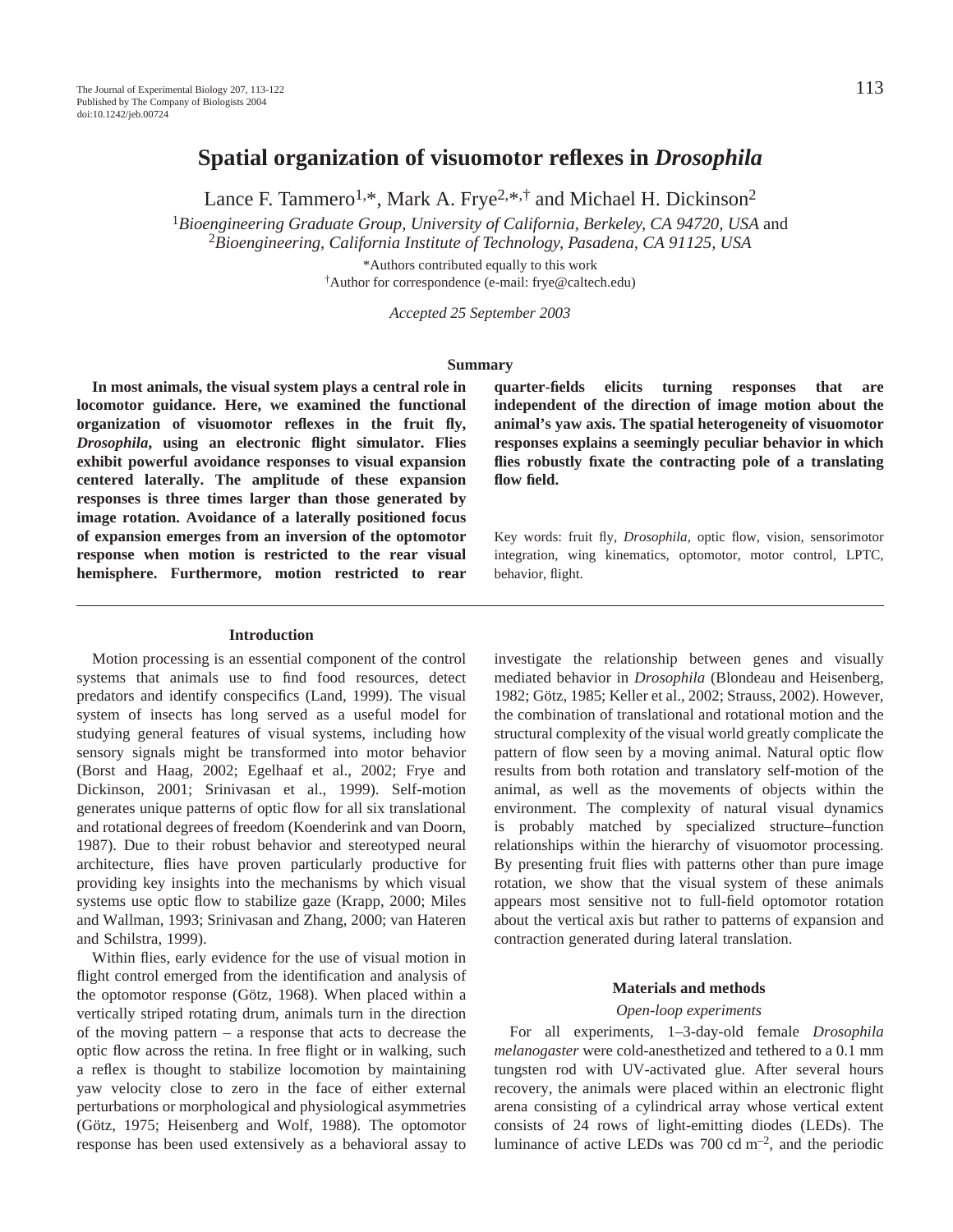# Spatial organization of visuomotor reflexes in *Drosophila*

Lance F. Tammero[1,*], Mark A. Frye[2,*,†] and Michael H. Dickinson[2]

[1]*Bioengineering Graduate Group, University of California, Berkeley, CA 94720, USA* and [2]*Bioengineering, California Institute of Technology, Pasadena, CA 91125, USA*

*Authors contributed equally to this work

†Author for correspondence (e-mail: frye@caltech.edu)

*Accepted 25 September 2003*

## Summary

**In most animals, the visual system plays a central role in locomotor guidance. Here, we examined the functional organization of visuomotor reflexes in the fruit fly, *Drosophila*, using an electronic flight simulator. Flies exhibit powerful avoidance responses to visual expansion centered laterally. The amplitude of these expansion responses is three times larger than those generated by image rotation. Avoidance of a laterally positioned focus of expansion emerges from an inversion of the optomotor response when motion is restricted to the rear visual hemisphere. Furthermore, motion restricted to rear quarter-fields elicits turning responses that are independent of the direction of image motion about the animal's yaw axis. The spatial heterogeneity of visuomotor responses explains a seemingly peculiar behavior in which flies robustly fixate the contracting pole of a translating flow field.**

Key words: fruit fly, *Drosophila*, optic flow, vision, sensorimotor integration, wing kinematics, optomotor, motor control, LPTC, behavior, flight.

## Introduction

Motion processing is an essential component of the control systems that animals use to find food resources, detect predators and identify conspecifics (Land, 1999). The visual system of insects has long served as a useful model for studying general features of visual systems, including how sensory signals might be transformed into motor behavior (Borst and Haag, 2002; Egelhaaf et al., 2002; Frye and Dickinson, 2001; Srinivasan et al., 1999). Self-motion generates unique patterns of optic flow for all six translational and rotational degrees of freedom (Koenderink and van Doorn, 1987). Due to their robust behavior and stereotyped neural architecture, flies have proven particularly productive for providing key insights into the mechanisms by which visual systems use optic flow to stabilize gaze (Krapp, 2000; Miles and Wallman, 1993; Srinivasan and Zhang, 2000; van Hateren and Schilstra, 1999).

Within flies, early evidence for the use of visual motion in flight control emerged from the identification and analysis of the optomotor response (Götz, 1968). When placed within a vertically striped rotating drum, animals turn in the direction of the moving pattern – a response that acts to decrease the optic flow across the retina. In free flight or in walking, such a reflex is thought to stabilize locomotion by maintaining yaw velocity close to zero in the face of either external perturbations or morphological and physiological asymmetries (Götz, 1975; Heisenberg and Wolf, 1988). The optomotor response has been used extensively as a behavioral assay to investigate the relationship between genes and visually mediated behavior in *Drosophila* (Blondeau and Heisenberg, 1982; Götz, 1985; Keller et al., 2002; Strauss, 2002). However, the combination of translational and rotational motion and the structural complexity of the visual world greatly complicate the pattern of flow seen by a moving animal. Natural optic flow results from both rotation and translatory self-motion of the animal, as well as the movements of objects within the environment. The complexity of natural visual dynamics is probably matched by specialized structure–function relationships within the hierarchy of visuomotor processing. By presenting fruit flies with patterns other than pure image rotation, we show that the visual system of these animals appears most sensitive not to full-field optomotor rotation about the vertical axis but rather to patterns of expansion and contraction generated during lateral translation.

## Materials and methods

### *Open-loop experiments*

For all experiments, 1–3-day-old female *Drosophila melanogaster* were cold-anesthetized and tethered to a 0.1 mm tungsten rod with UV-activated glue. After several hours recovery, the animals were placed within an electronic flight arena consisting of a cylindrical array whose vertical extent consists of 24 rows of light-emitting diodes (LEDs). The luminance of active LEDs was 700 cd $m^{-2}$, and the periodic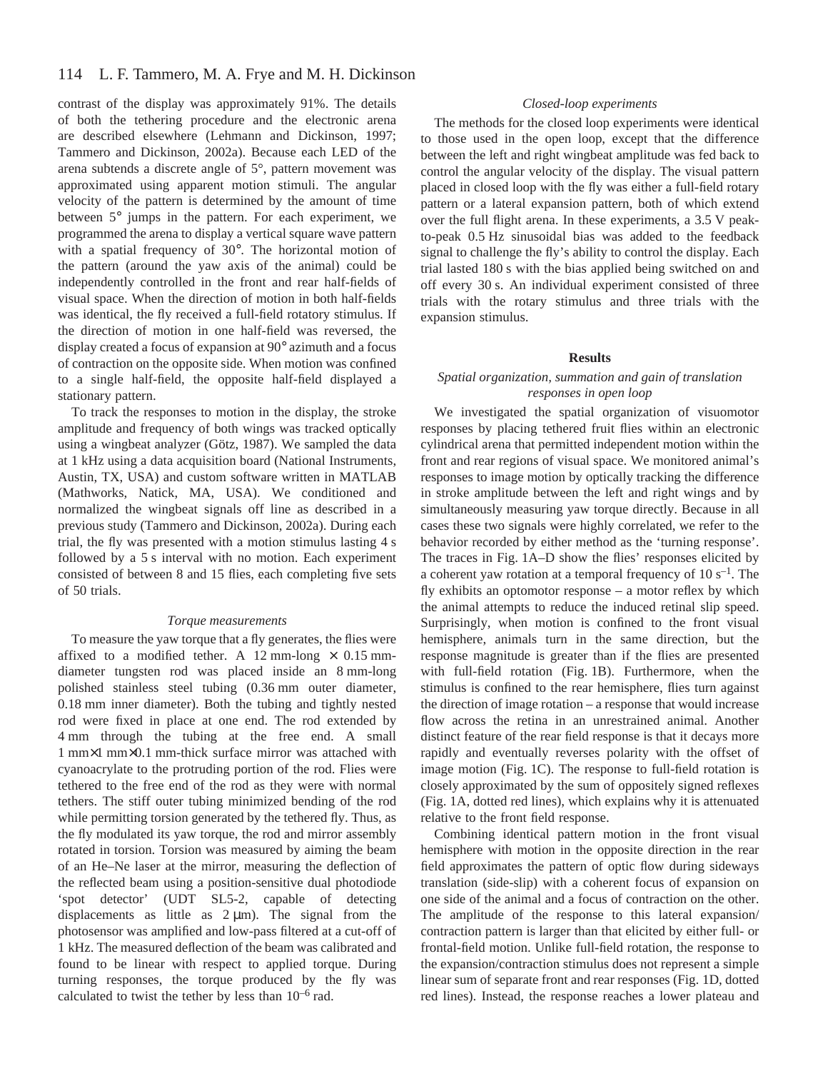contrast of the display was approximately 91%. The details of both the tethering procedure and the electronic arena are described elsewhere (Lehmann and Dickinson, 1997; Tammero and Dickinson, 2002a). Because each LED of the arena subtends a discrete angle of 5°, pattern movement was approximated using apparent motion stimuli. The angular velocity of the pattern is determined by the amount of time between 5° jumps in the pattern. For each experiment, we programmed the arena to display a vertical square wave pattern with a spatial frequency of 30°. The horizontal motion of the pattern (around the yaw axis of the animal) could be independently controlled in the front and rear half-fields of visual space. When the direction of motion in both half-fields was identical, the fly received a full-field rotatory stimulus. If the direction of motion in one half-field was reversed, the display created a focus of expansion at 90° azimuth and a focus of contraction on the opposite side. When motion was confined to a single half-field, the opposite half-field displayed a stationary pattern.

To track the responses to motion in the display, the stroke amplitude and frequency of both wings was tracked optically using a wingbeat analyzer (Götz, 1987). We sampled the data at 1 kHz using a data acquisition board (National Instruments, Austin, TX, USA) and custom software written in MATLAB (Mathworks, Natick, MA, USA). We conditioned and normalized the wingbeat signals off line as described in a previous study (Tammero and Dickinson, 2002a). During each trial, the fly was presented with a motion stimulus lasting 4 s followed by a 5 s interval with no motion. Each experiment consisted of between 8 and 15 flies, each completing five sets of 50 trials.

### *Torque measurements*

To measure the yaw torque that a fly generates, the flies were affixed to a modified tether. A 12 mm-long × 0.15 mm-diameter tungsten rod was placed inside an 8 mm-long polished stainless steel tubing (0.36 mm outer diameter, 0.18 mm inner diameter). Both the tubing and tightly nested rod were fixed in place at one end. The rod extended by 4 mm through the tubing at the free end. A small 1 mm×1 mm×0.1 mm-thick surface mirror was attached with cyanoacrylate to the protruding portion of the rod. Flies were tethered to the free end of the rod as they were with normal tethers. The stiff outer tubing minimized bending of the rod while permitting torsion generated by the tethered fly. Thus, as the fly modulated its yaw torque, the rod and mirror assembly rotated in torsion. Torsion was measured by aiming the beam of an He–Ne laser at the mirror, measuring the deflection of the reflected beam using a position-sensitive dual photodiode 'spot detector' (UDT SL5-2, capable of detecting displacements as little as 2 μm). The signal from the photosensor was amplified and low-pass filtered at a cut-off of 1 kHz. The measured deflection of the beam was calibrated and found to be linear with respect to applied torque. During turning responses, the torque produced by the fly was calculated to twist the tether by less than $10^{-6}$ rad.

### *Closed-loop experiments*

The methods for the closed loop experiments were identical to those used in the open loop, except that the difference between the left and right wingbeat amplitude was fed back to control the angular velocity of the display. The visual pattern placed in closed loop with the fly was either a full-field rotary pattern or a lateral expansion pattern, both of which extend over the full flight arena. In these experiments, a 3.5 V peak-to-peak 0.5 Hz sinusoidal bias was added to the feedback signal to challenge the fly's ability to control the display. Each trial lasted 180 s with the bias applied being switched on and off every 30 s. An individual experiment consisted of three trials with the rotary stimulus and three trials with the expansion stimulus.

## Results

### *Spatial organization, summation and gain of translation responses in open loop*

We investigated the spatial organization of visuomotor responses by placing tethered fruit flies within an electronic cylindrical arena that permitted independent motion within the front and rear regions of visual space. We monitored animal's responses to image motion by optically tracking the difference in stroke amplitude between the left and right wings and by simultaneously measuring yaw torque directly. Because in all cases these two signals were highly correlated, we refer to the behavior recorded by either method as the 'turning response'. The traces in Fig. 1A–D show the flies' responses elicited by a coherent yaw rotation at a temporal frequency of 10 $s^{-1}$. The fly exhibits an optomotor response – a motor reflex by which the animal attempts to reduce the induced retinal slip speed. Surprisingly, when motion is confined to the front visual hemisphere, animals turn in the same direction, but the response magnitude is greater than if the flies are presented with full-field rotation (Fig. 1B). Furthermore, when the stimulus is confined to the rear hemisphere, flies turn against the direction of image rotation – a response that would increase flow across the retina in an unrestrained animal. Another distinct feature of the rear field response is that it decays more rapidly and eventually reverses polarity with the offset of image motion (Fig. 1C). The response to full-field rotation is closely approximated by the sum of oppositely signed reflexes (Fig. 1A, dotted red lines), which explains why it is attenuated relative to the front field response.

Combining identical pattern motion in the front visual hemisphere with motion in the opposite direction in the rear field approximates the pattern of optic flow during sideways translation (side-slip) with a coherent focus of expansion on one side of the animal and a focus of contraction on the other. The amplitude of the response to this lateral expansion/contraction pattern is larger than that elicited by either full- or frontal-field motion. Unlike full-field rotation, the response to the expansion/contraction stimulus does not represent a simple linear sum of separate front and rear responses (Fig. 1D, dotted red lines). Instead, the response reaches a lower plateau and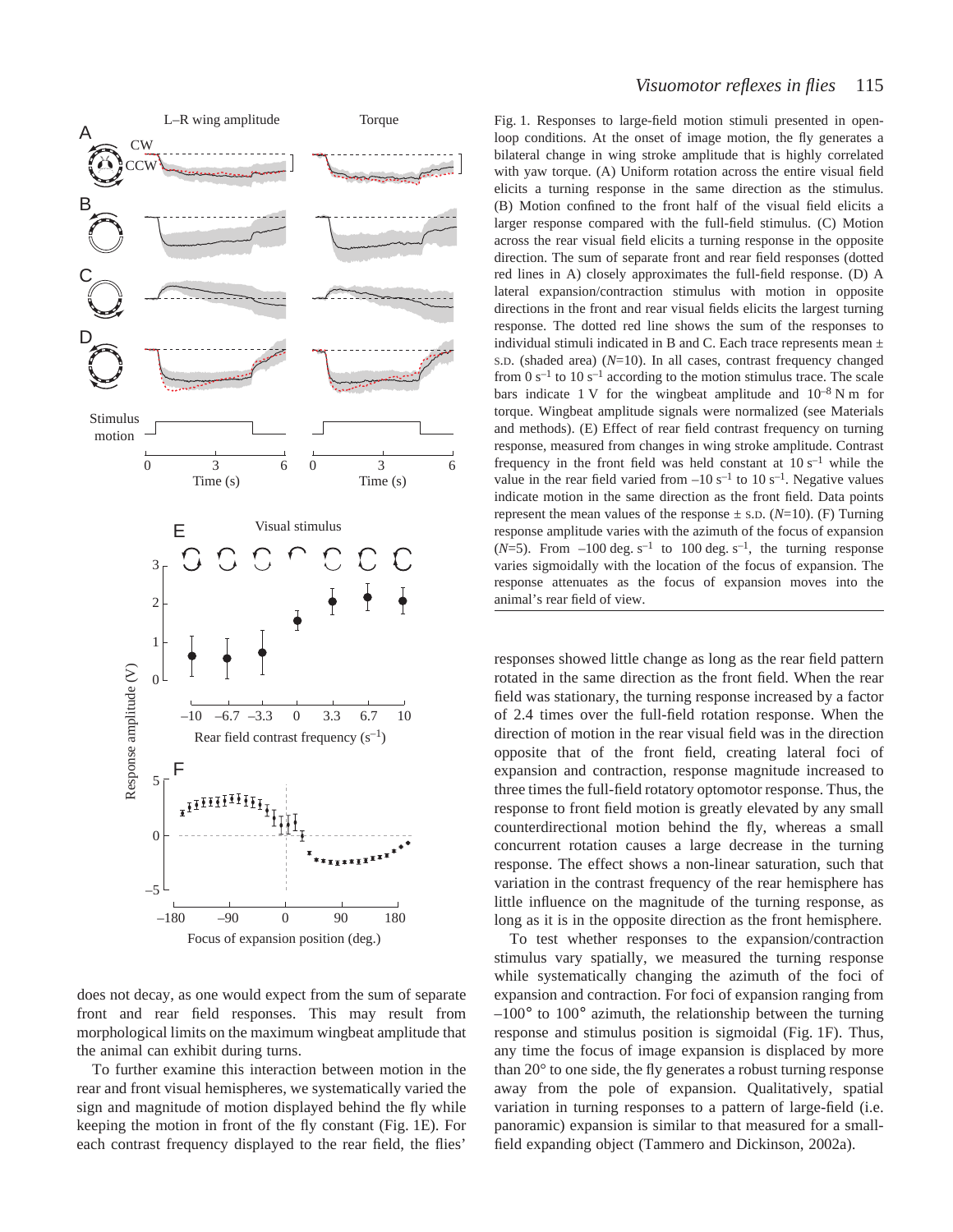Fig. 1. Responses to large-field motion stimuli presented in open-loop conditions. At the onset of image motion, the fly generates a bilateral change in wing stroke amplitude that is highly correlated with yaw torque. (A) Uniform rotation across the entire visual field elicits a turning response in the same direction as the stimulus. (B) Motion confined to the front half of the visual field elicits a larger response compared with the full-field stimulus. (C) Motion across the rear visual field elicits a turning response in the opposite direction. The sum of separate front and rear field responses (dotted red lines in A) closely approximates the full-field response. (D) A lateral expansion/contraction stimulus with motion in opposite directions in the front and rear visual fields elicits the largest turning response. The dotted red line shows the sum of the responses to individual stimuli indicated in B and C. Each trace represents mean ± S.D. (shaded area) ($N$=10). In all cases, contrast frequency changed from $0\ \mathrm{s}^{-1}$ to $10\ \mathrm{s}^{-1}$ according to the motion stimulus trace. The scale bars indicate 1 V for the wingbeat amplitude and $10^{-8}$ N m for torque. Wingbeat amplitude signals were normalized (see Materials and methods). (E) Effect of rear field contrast frequency on turning response, measured from changes in wing stroke amplitude. Contrast frequency in the front field was held constant at $10\ \mathrm{s}^{-1}$ while the value in the rear field varied from $-10\ \mathrm{s}^{-1}$ to $10\ \mathrm{s}^{-1}$. Negative values indicate motion in the same direction as the front field. Data points represent the mean values of the response ± S.D. ($N$=10). (F) Turning response amplitude varies with the azimuth of the focus of expansion ($N$=5). From $-100\ \mathrm{deg.\ s}^{-1}$ to $100\ \mathrm{deg.\ s}^{-1}$, the turning response varies sigmoidally with the location of the focus of expansion. The response attenuates as the focus of expansion moves into the animal's rear field of view.

does not decay, as one would expect from the sum of separate front and rear field responses. This may result from morphological limits on the maximum wingbeat amplitude that the animal can exhibit during turns.

To further examine this interaction between motion in the rear and front visual hemispheres, we systematically varied the sign and magnitude of motion displayed behind the fly while keeping the motion in front of the fly constant (Fig. 1E). For each contrast frequency displayed to the rear field, the flies' responses showed little change as long as the rear field pattern rotated in the same direction as the front field. When the rear field was stationary, the turning response increased by a factor of 2.4 times over the full-field rotation response. When the direction of motion in the rear visual field was in the direction opposite that of the front field, creating lateral foci of expansion and contraction, response magnitude increased to three times the full-field rotatory optomotor response. Thus, the response to front field motion is greatly elevated by any small counterdirectional motion behind the fly, whereas a small concurrent rotation causes a large decrease in the turning response. The effect shows a non-linear saturation, such that variation in the contrast frequency of the rear hemisphere has little influence on the magnitude of the turning response, as long as it is in the opposite direction as the front hemisphere.

To test whether responses to the expansion/contraction stimulus vary spatially, we measured the turning response while systematically changing the azimuth of the foci of expansion and contraction. For foci of expansion ranging from –100° to 100° azimuth, the relationship between the turning response and stimulus position is sigmoidal (Fig. 1F). Thus, any time the focus of image expansion is displaced by more than 20° to one side, the fly generates a robust turning response away from the pole of expansion. Qualitatively, spatial variation in turning responses to a pattern of large-field (i.e. panoramic) expansion is similar to that measured for a small-field expanding object (Tammero and Dickinson, 2002a).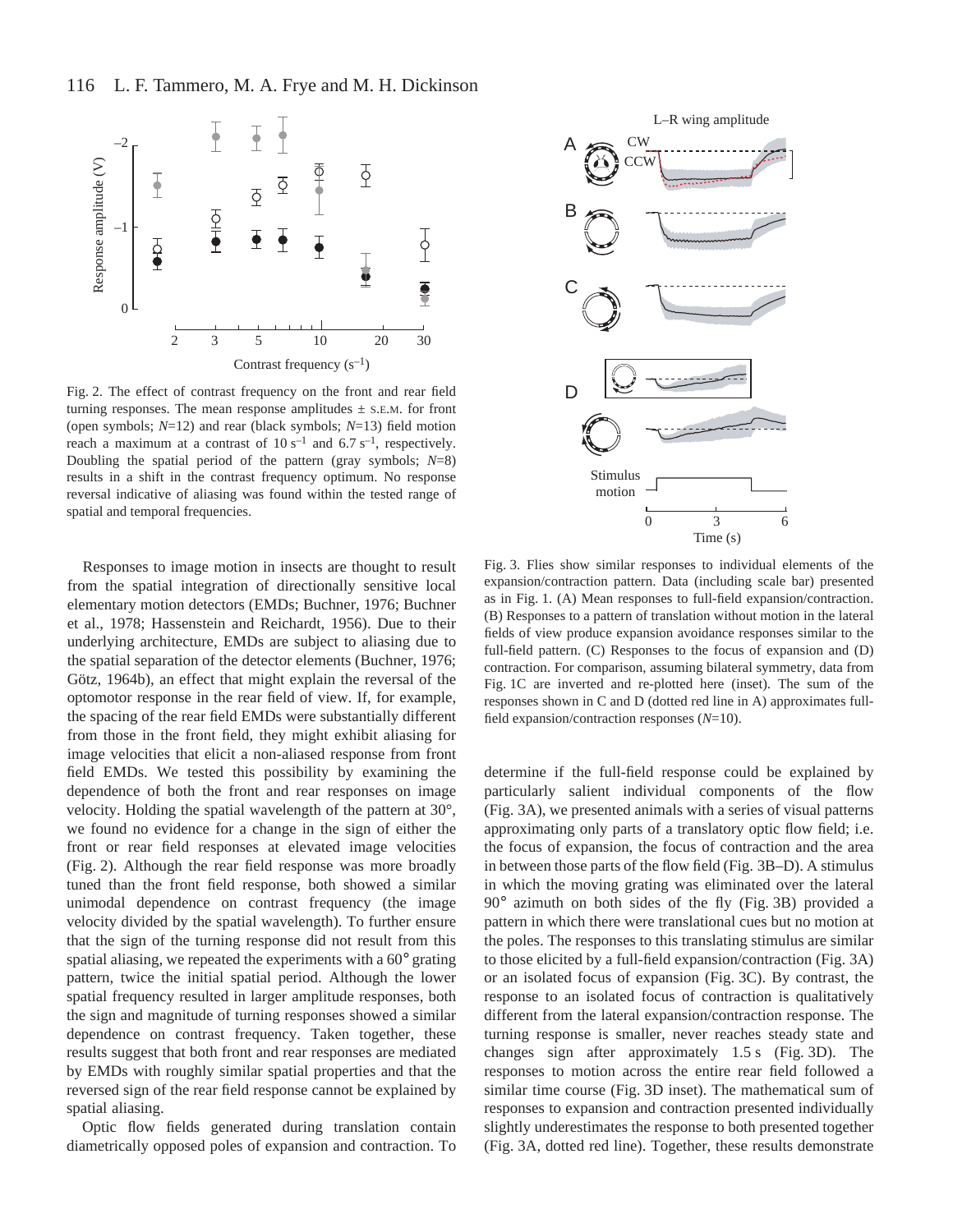Fig. 2. The effect of contrast frequency on the front and rear field turning responses. The mean response amplitudes ± S.E.M. for front (open symbols; *N*=12) and rear (black symbols; *N*=13) field motion reach a maximum at a contrast of 10 $s^{-1}$ and 6.7 $s^{-1}$, respectively. Doubling the spatial period of the pattern (gray symbols; *N*=8) results in a shift in the contrast frequency optimum. No response reversal indicative of aliasing was found within the tested range of spatial and temporal frequencies.

Fig. 3. Flies show similar responses to individual elements of the expansion/contraction pattern. Data (including scale bar) presented as in Fig. 1. (A) Mean responses to full-field expansion/contraction. (B) Responses to a pattern of translation without motion in the lateral fields of view produce expansion avoidance responses similar to the full-field pattern. (C) Responses to the focus of expansion and (D) contraction. For comparison, assuming bilateral symmetry, data from Fig. 1C are inverted and re-plotted here (inset). The sum of the responses shown in C and D (dotted red line in A) approximates full-field expansion/contraction responses (*N*=10).

Responses to image motion in insects are thought to result from the spatial integration of directionally sensitive local elementary motion detectors (EMDs; Buchner, 1976; Buchner et al., 1978; Hassenstein and Reichardt, 1956). Due to their underlying architecture, EMDs are subject to aliasing due to the spatial separation of the detector elements (Buchner, 1976; Götz, 1964b), an effect that might explain the reversal of the optomotor response in the rear field of view. If, for example, the spacing of the rear field EMDs were substantially different from those in the front field, they might exhibit aliasing for image velocities that elicit a non-aliased response from front field EMDs. We tested this possibility by examining the dependence of both the front and rear responses on image velocity. Holding the spatial wavelength of the pattern at 30°, we found no evidence for a change in the sign of either the front or rear field responses at elevated image velocities (Fig. 2). Although the rear field response was more broadly tuned than the front field response, both showed a similar unimodal dependence on contrast frequency (the image velocity divided by the spatial wavelength). To further ensure that the sign of the turning response did not result from this spatial aliasing, we repeated the experiments with a 60° grating pattern, twice the initial spatial period. Although the lower spatial frequency resulted in larger amplitude responses, both the sign and magnitude of turning responses showed a similar dependence on contrast frequency. Taken together, these results suggest that both front and rear responses are mediated by EMDs with roughly similar spatial properties and that the reversed sign of the rear field response cannot be explained by spatial aliasing.

Optic flow fields generated during translation contain diametrically opposed poles of expansion and contraction. To determine if the full-field response could be explained by particularly salient individual components of the flow (Fig. 3A), we presented animals with a series of visual patterns approximating only parts of a translatory optic flow field; i.e. the focus of expansion, the focus of contraction and the area in between those parts of the flow field (Fig. 3B–D). A stimulus in which the moving grating was eliminated over the lateral 90° azimuth on both sides of the fly (Fig. 3B) provided a pattern in which there were translational cues but no motion at the poles. The responses to this translating stimulus are similar to those elicited by a full-field expansion/contraction (Fig. 3A) or an isolated focus of expansion (Fig. 3C). By contrast, the response to an isolated focus of contraction is qualitatively different from the lateral expansion/contraction response. The turning response is smaller, never reaches steady state and changes sign after approximately 1.5 s (Fig. 3D). The responses to motion across the entire rear field followed a similar time course (Fig. 3D inset). The mathematical sum of responses to expansion and contraction presented individually slightly underestimates the response to both presented together (Fig. 3A, dotted red line). Together, these results demonstrate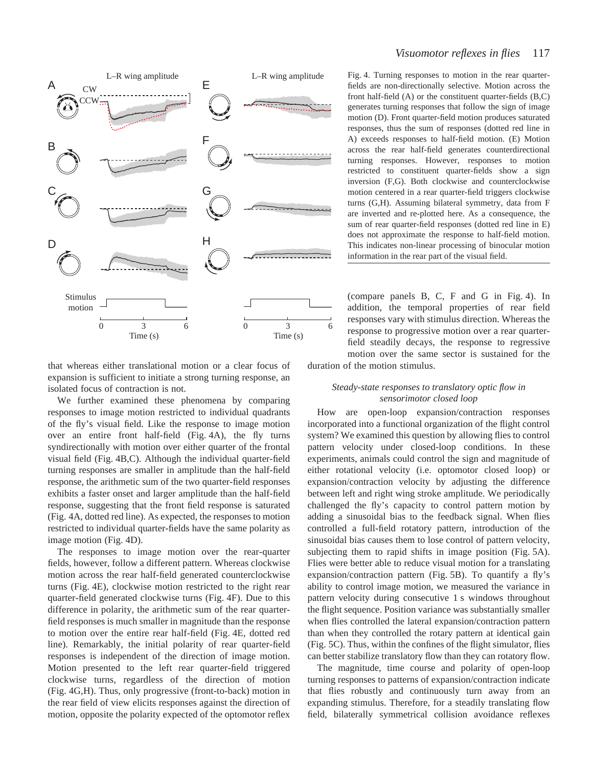Fig. 4. Turning responses to motion in the rear quarter-fields are non-directionally selective. Motion across the front half-field (A) or the constituent quarter-fields (B,C) generates turning responses that follow the sign of image motion (D). Front quarter-field motion produces saturated responses, thus the sum of responses (dotted red line in A) exceeds responses to half-field motion. (E) Motion across the rear half-field generates counterdirectional turning responses. However, responses to motion restricted to constituent quarter-fields show a sign inversion (F,G). Both clockwise and counterclockwise motion centered in a rear quarter-field triggers clockwise turns (G,H). Assuming bilateral symmetry, data from F are inverted and re-plotted here. As a consequence, the sum of rear quarter-field responses (dotted red line in E) does not approximate the response to half-field motion. This indicates non-linear processing of binocular motion information in the rear part of the visual field.

that whereas either translational motion or a clear focus of expansion is sufficient to initiate a strong turning response, an isolated focus of contraction is not.

We further examined these phenomena by comparing responses to image motion restricted to individual quadrants of the fly's visual field. Like the response to image motion over an entire front half-field (Fig. 4A), the fly turns syndirectionally with motion over either quarter of the frontal visual field (Fig. 4B,C). Although the individual quarter-field turning responses are smaller in amplitude than the half-field response, the arithmetic sum of the two quarter-field responses exhibits a faster onset and larger amplitude than the half-field response, suggesting that the front field response is saturated (Fig. 4A, dotted red line). As expected, the responses to motion restricted to individual quarter-fields have the same polarity as image motion (Fig. 4D).

The responses to image motion over the rear-quarter fields, however, follow a different pattern. Whereas clockwise motion across the rear half-field generated counterclockwise turns (Fig. 4E), clockwise motion restricted to the right rear quarter-field generated clockwise turns (Fig. 4F). Due to this difference in polarity, the arithmetic sum of the rear quarter-field responses is much smaller in magnitude than the response to motion over the entire rear half-field (Fig. 4E, dotted red line). Remarkably, the initial polarity of rear quarter-field responses is independent of the direction of image motion. Motion presented to the left rear quarter-field triggered clockwise turns, regardless of the direction of motion (Fig. 4G,H). Thus, only progressive (front-to-back) motion in the rear field of view elicits responses against the direction of motion, opposite the polarity expected of the optomotor reflex (compare panels B, C, F and G in Fig. 4). In addition, the temporal properties of rear field responses vary with stimulus direction. Whereas the response to progressive motion over a rear quarter-field steadily decays, the response to regressive motion over the same sector is sustained for the duration of the motion stimulus.

### *Steady-state responses to translatory optic flow in sensorimotor closed loop*

How are open-loop expansion/contraction responses incorporated into a functional organization of the flight control system? We examined this question by allowing flies to control pattern velocity under closed-loop conditions. In these experiments, animals could control the sign and magnitude of either rotational velocity (i.e. optomotor closed loop) or expansion/contraction velocity by adjusting the difference between left and right wing stroke amplitude. We periodically challenged the fly's capacity to control pattern motion by adding a sinusoidal bias to the feedback signal. When flies controlled a full-field rotatory pattern, introduction of the sinusoidal bias causes them to lose control of pattern velocity, subjecting them to rapid shifts in image position (Fig. 5A). Flies were better able to reduce visual motion for a translating expansion/contraction pattern (Fig. 5B). To quantify a fly's ability to control image motion, we measured the variance in pattern velocity during consecutive 1 s windows throughout the flight sequence. Position variance was substantially smaller when flies controlled the lateral expansion/contraction pattern than when they controlled the rotary pattern at identical gain (Fig. 5C). Thus, within the confines of the flight simulator, flies can better stabilize translatory flow than they can rotatory flow.

The magnitude, time course and polarity of open-loop turning responses to patterns of expansion/contraction indicate that flies robustly and continuously turn away from an expanding stimulus. Therefore, for a steadily translating flow field, bilaterally symmetrical collision avoidance reflexes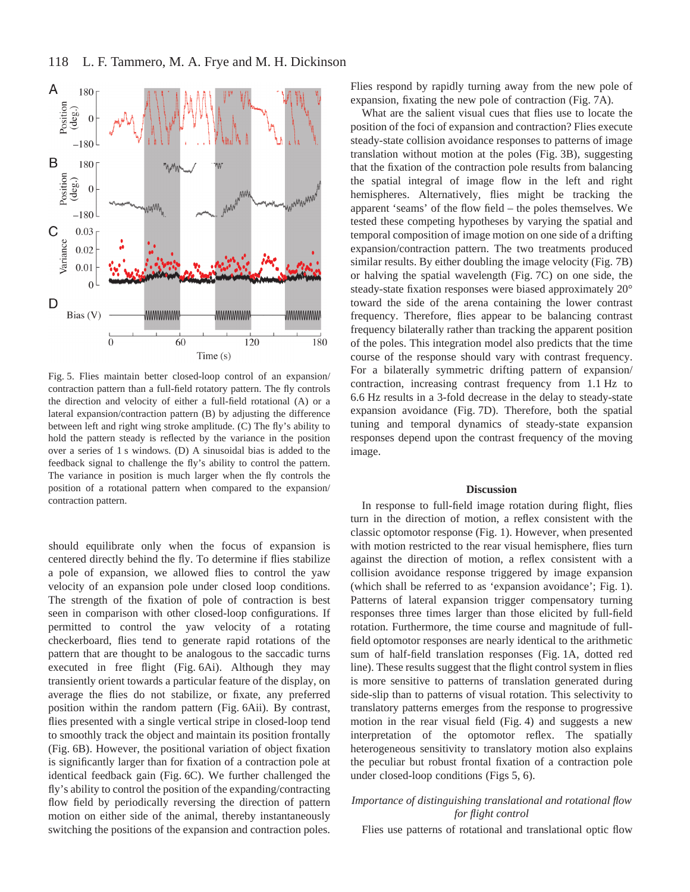Fig. 5. Flies maintain better closed-loop control of an expansion/contraction pattern than a full-field rotatory pattern. The fly controls the direction and velocity of either a full-field rotational (A) or a lateral expansion/contraction pattern (B) by adjusting the difference between left and right wing stroke amplitude. (C) The fly's ability to hold the pattern steady is reflected by the variance in the position over a series of 1 s windows. (D) A sinusoidal bias is added to the feedback signal to challenge the fly's ability to control the pattern. The variance in position is much larger when the fly controls the position of a rotational pattern when compared to the expansion/contraction pattern.

should equilibrate only when the focus of expansion is centered directly behind the fly. To determine if flies stabilize a pole of expansion, we allowed flies to control the yaw velocity of an expansion pole under closed loop conditions. The strength of the fixation of pole of contraction is best seen in comparison with other closed-loop configurations. If permitted to control the yaw velocity of a rotating checkerboard, flies tend to generate rapid rotations of the pattern that are thought to be analogous to the saccadic turns executed in free flight (Fig. 6Ai). Although they may transiently orient towards a particular feature of the display, on average the flies do not stabilize, or fixate, any preferred position within the random pattern (Fig. 6Aii). By contrast, flies presented with a single vertical stripe in closed-loop tend to smoothly track the object and maintain its position frontally (Fig. 6B). However, the positional variation of object fixation is significantly larger than for fixation of a contraction pole at identical feedback gain (Fig. 6C). We further challenged the fly's ability to control the position of the expanding/contracting flow field by periodically reversing the direction of pattern motion on either side of the animal, thereby instantaneously switching the positions of the expansion and contraction poles. Flies respond by rapidly turning away from the new pole of expansion, fixating the new pole of contraction (Fig. 7A).

What are the salient visual cues that flies use to locate the position of the foci of expansion and contraction? Flies execute steady-state collision avoidance responses to patterns of image translation without motion at the poles (Fig. 3B), suggesting that the fixation of the contraction pole results from balancing the spatial integral of image flow in the left and right hemispheres. Alternatively, flies might be tracking the apparent 'seams' of the flow field – the poles themselves. We tested these competing hypotheses by varying the spatial and temporal composition of image motion on one side of a drifting expansion/contraction pattern. The two treatments produced similar results. By either doubling the image velocity (Fig. 7B) or halving the spatial wavelength (Fig. 7C) on one side, the steady-state fixation responses were biased approximately 20° toward the side of the arena containing the lower contrast frequency. Therefore, flies appear to be balancing contrast frequency bilaterally rather than tracking the apparent position of the poles. This integration model also predicts that the time course of the response should vary with contrast frequency. For a bilaterally symmetric drifting pattern of expansion/contraction, increasing contrast frequency from 1.1 Hz to 6.6 Hz results in a 3-fold decrease in the delay to steady-state expansion avoidance (Fig. 7D). Therefore, both the spatial tuning and temporal dynamics of steady-state expansion responses depend upon the contrast frequency of the moving image.

## Discussion

In response to full-field image rotation during flight, flies turn in the direction of motion, a reflex consistent with the classic optomotor response (Fig. 1). However, when presented with motion restricted to the rear visual hemisphere, flies turn against the direction of motion, a reflex consistent with a collision avoidance response triggered by image expansion (which shall be referred to as 'expansion avoidance'; Fig. 1). Patterns of lateral expansion trigger compensatory turning responses three times larger than those elicited by full-field rotation. Furthermore, the time course and magnitude of full-field optomotor responses are nearly identical to the arithmetic sum of half-field translation responses (Fig. 1A, dotted red line). These results suggest that the flight control system in flies is more sensitive to patterns of translation generated during side-slip than to patterns of visual rotation. This selectivity to translatory patterns emerges from the response to progressive motion in the rear visual field (Fig. 4) and suggests a new interpretation of the optomotor reflex. The spatially heterogeneous sensitivity to translatory motion also explains the peculiar but robust frontal fixation of a contraction pole under closed-loop conditions (Figs 5, 6).

### *Importance of distinguishing translational and rotational flow for flight control*

Flies use patterns of rotational and translational optic flow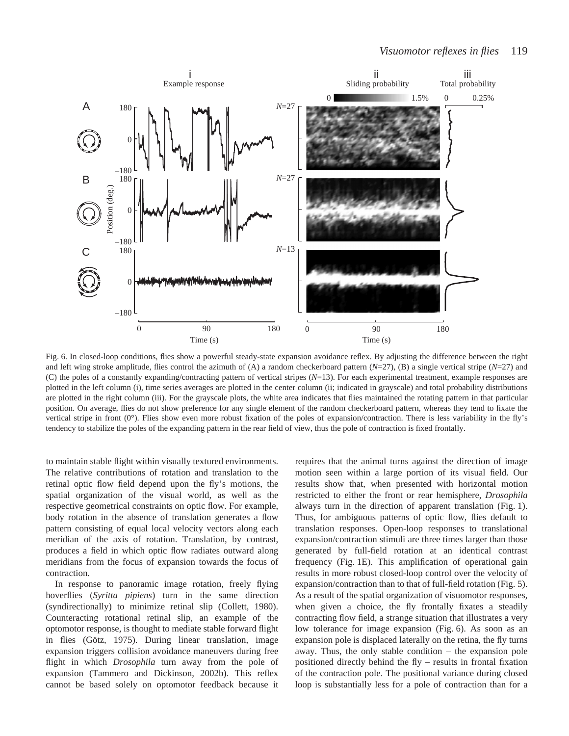i
Example response

ii
Sliding probability

iii
Total probability

0 1.5%

0 0.25%

A

180

0

–180

N=27

B

180

0

–180

Position (deg.)

N=27

C

180

0

–180

N=13

0 90 180

Time (s)

0 90 180

Time (s)

Fig. 6. In closed-loop conditions, flies show a powerful steady-state expansion avoidance reflex. By adjusting the difference between the right and left wing stroke amplitude, flies control the azimuth of (A) a random checkerboard pattern (*N*=27), (B) a single vertical stripe (*N*=27) and (C) the poles of a constantly expanding/contracting pattern of vertical stripes (*N*=13). For each experimental treatment, example responses are plotted in the left column (i), time series averages are plotted in the center column (ii; indicated in grayscale) and total probability distributions are plotted in the right column (iii). For the grayscale plots, the white area indicates that flies maintained the rotating pattern in that particular position. On average, flies do not show preference for any single element of the random checkerboard pattern, whereas they tend to fixate the vertical stripe in front (0°). Flies show even more robust fixation of the poles of expansion/contraction. There is less variability in the fly's tendency to stabilize the poles of the expanding pattern in the rear field of view, thus the pole of contraction is fixed frontally.

to maintain stable flight within visually textured environments. The relative contributions of rotation and translation to the retinal optic flow field depend upon the fly's motions, the spatial organization of the visual world, as well as the respective geometrical constraints on optic flow. For example, body rotation in the absence of translation generates a flow pattern consisting of equal local velocity vectors along each meridian of the axis of rotation. Translation, by contrast, produces a field in which optic flow radiates outward along meridians from the focus of expansion towards the focus of contraction.

In response to panoramic image rotation, freely flying hoverflies (*Syritta pipiens*) turn in the same direction (syndirectionally) to minimize retinal slip (Collett, 1980). Counteracting rotational retinal slip, an example of the optomotor response, is thought to mediate stable forward flight in flies (Götz, 1975). During linear translation, image expansion triggers collision avoidance maneuvers during free flight in which *Drosophila* turn away from the pole of expansion (Tammero and Dickinson, 2002b). This reflex cannot be based solely on optomotor feedback because it requires that the animal turns against the direction of image motion seen within a large portion of its visual field. Our results show that, when presented with horizontal motion restricted to either the front or rear hemisphere, *Drosophila* always turn in the direction of apparent translation (Fig. 1). Thus, for ambiguous patterns of optic flow, flies default to translation responses. Open-loop responses to translational expansion/contraction stimuli are three times larger than those generated by full-field rotation at an identical contrast frequency (Fig. 1E). This amplification of operational gain results in more robust closed-loop control over the velocity of expansion/contraction than to that of full-field rotation (Fig. 5). As a result of the spatial organization of visuomotor responses, when given a choice, the fly frontally fixates a steadily contracting flow field, a strange situation that illustrates a very low tolerance for image expansion (Fig. 6). As soon as an expansion pole is displaced laterally on the retina, the fly turns away. Thus, the only stable condition – the expansion pole positioned directly behind the fly – results in frontal fixation of the contraction pole. The positional variance during closed loop is substantially less for a pole of contraction than for a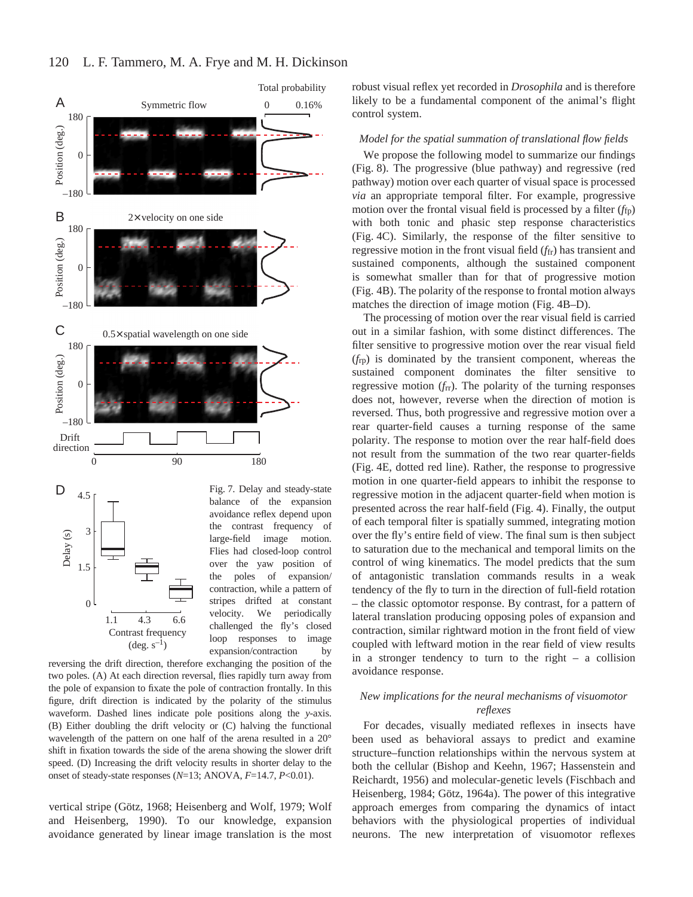Fig. 7. Delay and steady-state balance of the expansion avoidance reflex depend upon the contrast frequency of large-field image motion. Flies had closed-loop control over the yaw position of the poles of expansion/contraction, while a pattern of stripes drifted at constant velocity. We periodically challenged the fly's closed loop responses to image expansion/contraction by reversing the drift direction, therefore exchanging the position of the two poles. (A) At each direction reversal, flies rapidly turn away from the pole of expansion to fixate the pole of contraction frontally. In this figure, drift direction is indicated by the polarity of the stimulus waveform. Dashed lines indicate pole positions along the *y*-axis. (B) Either doubling the drift velocity or (C) halving the functional wavelength of the pattern on one half of the arena resulted in a 20° shift in fixation towards the side of the arena showing the slower drift speed. (D) Increasing the drift velocity results in shorter delay to the onset of steady-state responses ($N$=13; ANOVA, $F$=14.7, $P$<0.01).

vertical stripe (Götz, 1968; Heisenberg and Wolf, 1979; Wolf and Heisenberg, 1990). To our knowledge, expansion avoidance generated by linear image translation is the most robust visual reflex yet recorded in *Drosophila* and is therefore likely to be a fundamental component of the animal's flight control system.

### *Model for the spatial summation of translational flow fields*

We propose the following model to summarize our findings (Fig. 8). The progressive (blue pathway) and regressive (red pathway) motion over each quarter of visual space is processed *via* an appropriate temporal filter. For example, progressive motion over the frontal visual field is processed by a filter ($f_{fp}$) with both tonic and phasic step response characteristics (Fig. 4C). Similarly, the response of the filter sensitive to regressive motion in the front visual field ($f_{fr}$) has transient and sustained components, although the sustained component is somewhat smaller than for that of progressive motion (Fig. 4B). The polarity of the response to frontal motion always matches the direction of image motion (Fig. 4B–D).

The processing of motion over the rear visual field is carried out in a similar fashion, with some distinct differences. The filter sensitive to progressive motion over the rear visual field ($f_{rp}$) is dominated by the transient component, whereas the sustained component dominates the filter sensitive to regressive motion ($f_{rr}$). The polarity of the turning responses does not, however, reverse when the direction of motion is reversed. Thus, both progressive and regressive motion over a rear quarter-field causes a turning response of the same polarity. The response to motion over the rear half-field does not result from the summation of the two rear quarter-fields (Fig. 4E, dotted red line). Rather, the response to progressive motion in one quarter-field appears to inhibit the response to regressive motion in the adjacent quarter-field when motion is presented across the rear half-field (Fig. 4). Finally, the output of each temporal filter is spatially summed, integrating motion over the fly's entire field of view. The final sum is then subject to saturation due to the mechanical and temporal limits on the control of wing kinematics. The model predicts that the sum of antagonistic translation commands results in a weak tendency of the fly to turn in the direction of full-field rotation – the classic optomotor response. By contrast, for a pattern of lateral translation producing opposing poles of expansion and contraction, similar rightward motion in the front field of view coupled with leftward motion in the rear field of view results in a stronger tendency to turn to the right – a collision avoidance response.

### *New implications for the neural mechanisms of visuomotor reflexes*

For decades, visually mediated reflexes in insects have been used as behavioral assays to predict and examine structure–function relationships within the nervous system at both the cellular (Bishop and Keehn, 1967; Hassenstein and Reichardt, 1956) and molecular-genetic levels (Fischbach and Heisenberg, 1984; Götz, 1964a). The power of this integrative approach emerges from comparing the dynamics of intact behaviors with the physiological properties of individual neurons. The new interpretation of visuomotor reflexes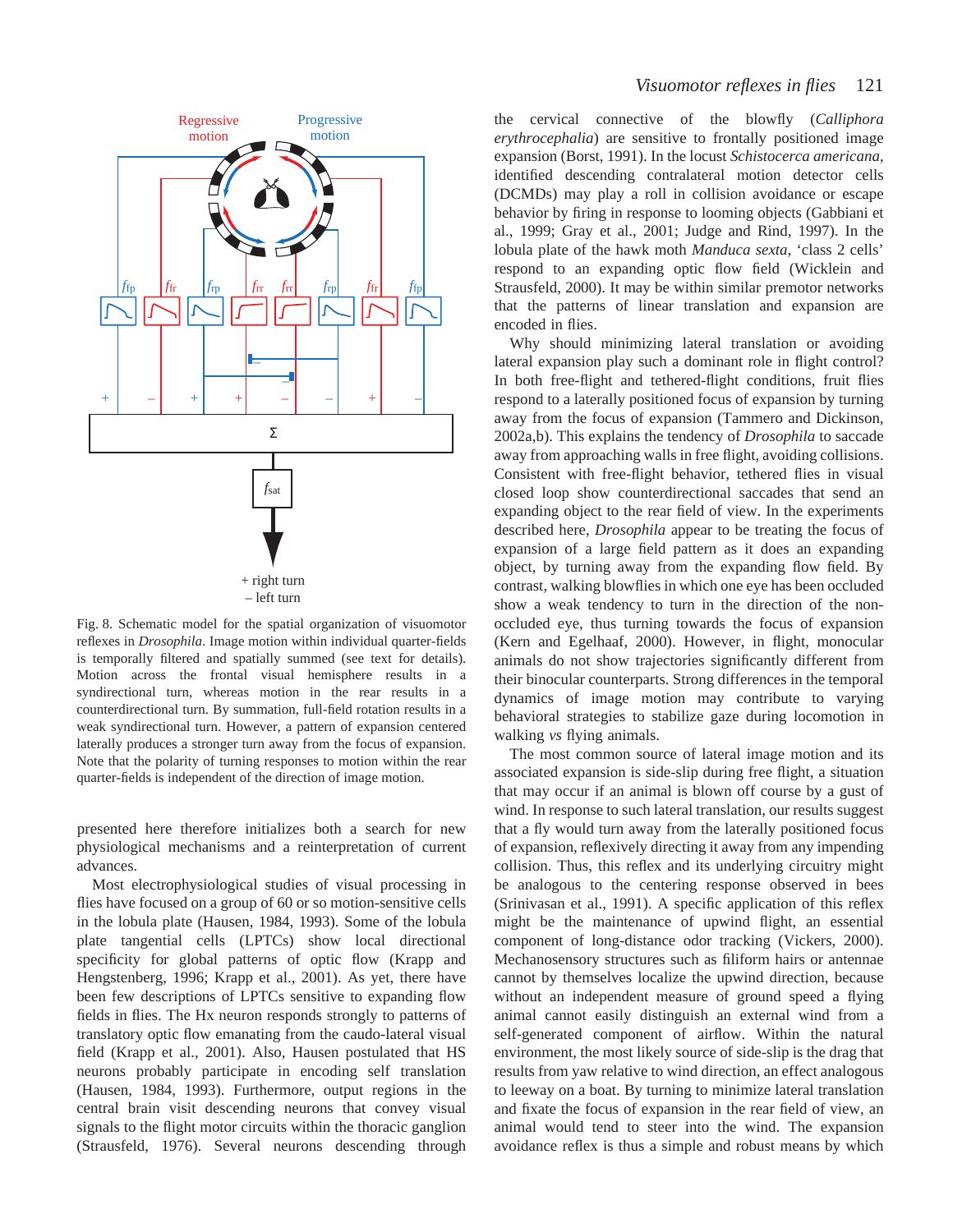Regressive motion

Progressive motion

$f_{\rm fp}$ $f_{\rm fr}$ $f_{\rm fp}$ $f_{\rm rr}$ $f_{\rm rr}$ $f_{\rm rp}$ $f_{\rm fr}$ $f_{\rm fp}$

+ – + + – – + –

Σ

$f_{\rm sat}$

+ right turn
– left turn

Fig. 8. Schematic model for the spatial organization of visuomotor reflexes in *Drosophila*. Image motion within individual quarter-fields is temporally filtered and spatially summed (see text for details). Motion across the frontal visual hemisphere results in a syndirectional turn, whereas motion in the rear results in a counterdirectional turn. By summation, full-field rotation results in a weak syndirectional turn. However, a pattern of expansion centered laterally produces a stronger turn away from the focus of expansion. Note that the polarity of turning responses to motion within the rear quarter-fields is independent of the direction of image motion.

presented here therefore initializes both a search for new physiological mechanisms and a reinterpretation of current advances.

Most electrophysiological studies of visual processing in flies have focused on a group of 60 or so motion-sensitive cells in the lobula plate (Hausen, 1984, 1993). Some of the lobula plate tangential cells (LPTCs) show local directional specificity for global patterns of optic flow (Krapp and Hengstenberg, 1996; Krapp et al., 2001). As yet, there have been few descriptions of LPTCs sensitive to expanding flow fields in flies. The Hx neuron responds strongly to patterns of translatory optic flow emanating from the caudo-lateral visual field (Krapp et al., 2001). Also, Hausen postulated that HS neurons probably participate in encoding self translation (Hausen, 1984, 1993). Furthermore, output regions in the central brain visit descending neurons that convey visual signals to the flight motor circuits within the thoracic ganglion (Strausfeld, 1976). Several neurons descending through the cervical connective of the blowfly (*Calliphora erythrocephalia*) are sensitive to frontally positioned image expansion (Borst, 1991). In the locust *Schistocerca americana*, identified descending contralateral motion detector cells (DCMDs) may play a roll in collision avoidance or escape behavior by firing in response to looming objects (Gabbiani et al., 1999; Gray et al., 2001; Judge and Rind, 1997). In the lobula plate of the hawk moth *Manduca sexta*, 'class 2 cells' respond to an expanding optic flow field (Wicklein and Strausfeld, 2000). It may be within similar premotor networks that the patterns of linear translation and expansion are encoded in flies.

Why should minimizing lateral translation or avoiding lateral expansion play such a dominant role in flight control? In both free-flight and tethered-flight conditions, fruit flies respond to a laterally positioned focus of expansion by turning away from the focus of expansion (Tammero and Dickinson, 2002a,b). This explains the tendency of *Drosophila* to saccade away from approaching walls in free flight, avoiding collisions. Consistent with free-flight behavior, tethered flies in visual closed loop show counterdirectional saccades that send an expanding object to the rear field of view. In the experiments described here, *Drosophila* appear to be treating the focus of expansion of a large field pattern as it does an expanding object, by turning away from the expanding flow field. By contrast, walking blowflies in which one eye has been occluded show a weak tendency to turn in the direction of the non-occluded eye, thus turning towards the focus of expansion (Kern and Egelhaaf, 2000). However, in flight, monocular animals do not show trajectories significantly different from their binocular counterparts. Strong differences in the temporal dynamics of image motion may contribute to varying behavioral strategies to stabilize gaze during locomotion in walking *vs* flying animals.

The most common source of lateral image motion and its associated expansion is side-slip during free flight, a situation that may occur if an animal is blown off course by a gust of wind. In response to such lateral translation, our results suggest that a fly would turn away from the laterally positioned focus of expansion, reflexively directing it away from any impending collision. Thus, this reflex and its underlying circuitry might be analogous to the centering response observed in bees (Srinivasan et al., 1991). A specific application of this reflex might be the maintenance of upwind flight, an essential component of long-distance odor tracking (Vickers, 2000). Mechanosensory structures such as filiform hairs or antennae cannot by themselves localize the upwind direction, because without an independent measure of ground speed a flying animal cannot easily distinguish an external wind from a self-generated component of airflow. Within the natural environment, the most likely source of side-slip is the drag that results from yaw relative to wind direction, an effect analogous to leeway on a boat. By turning to minimize lateral translation and fixate the focus of expansion in the rear field of view, an animal would tend to steer into the wind. The expansion avoidance reflex is thus a simple and robust means by which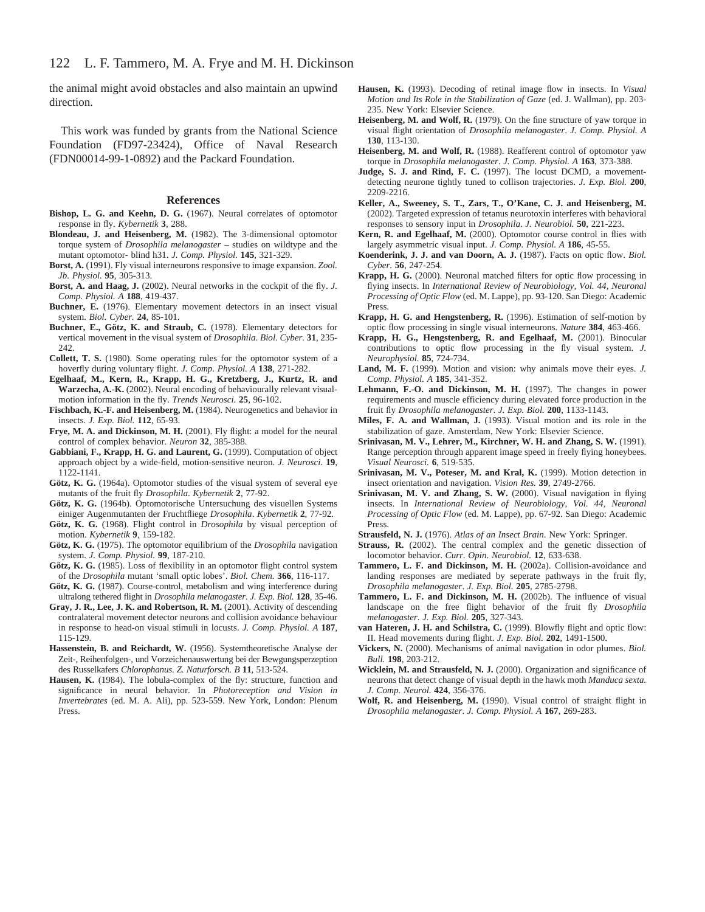the animal might avoid obstacles and also maintain an upwind direction.

This work was funded by grants from the National Science Foundation (FD97-23424), Office of Naval Research (FDN00014-99-1-0892) and the Packard Foundation.

## References

**Bishop, L. G. and Keehn, D. G.** (1967). Neural correlates of optomotor response in fly. *Kybernetik* **3**, 288.

**Blondeau, J. and Heisenberg, M.** (1982). The 3-dimensional optomotor torque system of *Drosophila melanogaster* – studies on wildtype and the mutant optomotor- blind h31. *J. Comp. Physiol.* **145**, 321-329.

**Borst, A.** (1991). Fly visual interneurons responsive to image expansion. *Zool. Jb. Physiol.* **95**, 305-313.

**Borst, A. and Haag, J.** (2002). Neural networks in the cockpit of the fly. *J. Comp. Physiol. A* **188**, 419-437.

**Buchner, E.** (1976). Elementary movement detectors in an insect visual system. *Biol. Cyber.* **24**, 85-101.

**Buchner, E., Götz, K. and Straub, C.** (1978). Elementary detectors for vertical movement in the visual system of *Drosophila*. *Biol. Cyber.* **31**, 235-242.

**Collett, T. S.** (1980). Some operating rules for the optomotor system of a hoverfly during voluntary flight. *J. Comp. Physiol. A* **138**, 271-282.

**Egelhaaf, M., Kern, R., Krapp, H. G., Kretzberg, J., Kurtz, R. and Warzecha, A.-K.** (2002). Neural encoding of behaviourally relevant visual-motion information in the fly. *Trends Neurosci.* **25**, 96-102.

**Fischbach, K.-F. and Heisenberg, M.** (1984). Neurogenetics and behavior in insects. *J. Exp. Biol.* **112**, 65-93.

**Frye, M. A. and Dickinson, M. H.** (2001). Fly flight: a model for the neural control of complex behavior. *Neuron* **32**, 385-388.

**Gabbiani, F., Krapp, H. G. and Laurent, G.** (1999). Computation of object approach object by a wide-field, motion-sensitive neuron. *J. Neurosci.* **19**, 1122-1141.

**Götz, K. G.** (1964a). Optomotor studies of the visual system of several eye mutants of the fruit fly *Drosophila*. *Kybernetik* **2**, 77-92.

**Götz, K. G.** (1964b). Optomotorische Untersuchung des visuellen Systems einiger Augenmutanten der Fruchtfliege *Drosophila*. *Kybernetik* **2**, 77-92.

**Götz, K. G.** (1968). Flight control in *Drosophila* by visual perception of motion. *Kybernetik* **9**, 159-182.

**Götz, K. G.** (1975). The optomotor equilibrium of the *Drosophila* navigation system. *J. Comp. Physiol.* **99**, 187-210.

**Götz, K. G.** (1985). Loss of flexibility in an optomotor flight control system of the *Drosophila* mutant 'small optic lobes'. *Biol. Chem.* **366**, 116-117.

**Götz, K. G.** (1987). Course-control, metabolism and wing interference during ultralong tethered flight in *Drosophila melanogaster*. *J. Exp. Biol.* **128**, 35-46.

**Gray, J. R., Lee, J. K. and Robertson, R. M.** (2001). Activity of descending contralateral movement detector neurons and collision avoidance behaviour in response to head-on visual stimuli in locusts. *J. Comp. Physiol. A* **187**, 115-129.

**Hassenstein, B. and Reichardt, W.** (1956). Systemtheoretische Analyse der Zeit-, Reihenfolgen-, und Vorzeichenauswertung bei der Bewgungsperzeption des Russelkafers *Chlorophanus*. *Z. Naturforsch. B* **11**, 513-524.

**Hausen, K.** (1984). The lobula-complex of the fly: structure, function and significance in neural behavior. In *Photoreception and Vision in Invertebrates* (ed. M. A. Ali), pp. 523-559. New York, London: Plenum Press.

**Hausen, K.** (1993). Decoding of retinal image flow in insects. In *Visual Motion and Its Role in the Stabilization of Gaze* (ed. J. Wallman), pp. 203-235. New York: Elsevier Science.

**Heisenberg, M. and Wolf, R.** (1979). On the fine structure of yaw torque in visual flight orientation of *Drosophila melanogaster*. *J. Comp. Physiol. A* **130**, 113-130.

**Heisenberg, M. and Wolf, R.** (1988). Reafferent control of optomotor yaw torque in *Drosophila melanogaster*. *J. Comp. Physiol. A* **163**, 373-388.

**Judge, S. J. and Rind, F. C.** (1997). The locust DCMD, a movement-detecting neurone tightly tuned to collison trajectories. *J. Exp. Biol.* **200**, 2209-2216.

**Keller, A., Sweeney, S. T., Zars, T., O'Kane, C. J. and Heisenberg, M.** (2002). Targeted expression of tetanus neurotoxin interferes with behavioral responses to sensory input in *Drosophila*. *J. Neurobiol.* **50**, 221-223.

**Kern, R. and Egelhaaf, M.** (2000). Optomotor course control in flies with largely asymmetric visual input. *J. Comp. Physiol. A* **186**, 45-55.

**Koenderink, J. J. and van Doorn, A. J.** (1987). Facts on optic flow. *Biol. Cyber.* **56**, 247-254.

**Krapp, H. G.** (2000). Neuronal matched filters for optic flow processing in flying insects. In *International Review of Neurobiology, Vol. 44, Neuronal Processing of Optic Flow* (ed. M. Lappe), pp. 93-120. San Diego: Academic Press.

**Krapp, H. G. and Hengstenberg, R.** (1996). Estimation of self-motion by optic flow processing in single visual interneurons. *Nature* **384**, 463-466.

**Krapp, H. G., Hengstenberg, R. and Egelhaaf, M.** (2001). Binocular contributions to optic flow processing in the fly visual system. *J. Neurophysiol.* **85**, 724-734.

**Land, M. F.** (1999). Motion and vision: why animals move their eyes. *J. Comp. Physiol. A* **185**, 341-352.

**Lehmann, F.-O. and Dickinson, M. H.** (1997). The changes in power requirements and muscle efficiency during elevated force production in the fruit fly *Drosophila melanogaster*. *J. Exp. Biol.* **200**, 1133-1143.

**Miles, F. A. and Wallman, J.** (1993). Visual motion and its role in the stabilization of gaze. Amsterdam, New York: Elsevier Science.

**Srinivasan, M. V., Lehrer, M., Kirchner, W. H. and Zhang, S. W.** (1991). Range perception through apparent image speed in freely flying honeybees. *Visual Neurosci.* **6**, 519-535.

**Srinivasan, M. V., Poteser, M. and Kral, K.** (1999). Motion detection in insect orientation and navigation. *Vision Res.* **39**, 2749-2766.

**Srinivasan, M. V. and Zhang, S. W.** (2000). Visual navigation in flying insects. In *International Review of Neurobiology, Vol. 44, Neuronal Processing of Optic Flow* (ed. M. Lappe), pp. 67-92. San Diego: Academic Press.

**Strausfeld, N. J.** (1976). *Atlas of an Insect Brain*. New York: Springer.

**Strauss, R.** (2002). The central complex and the genetic dissection of locomotor behavior. *Curr. Opin. Neurobiol.* **12**, 633-638.

**Tammero, L. F. and Dickinson, M. H.** (2002a). Collision-avoidance and landing responses are mediated by seperate pathways in the fruit fly, *Drosophila melanogaster*. *J. Exp. Biol.* **205**, 2785-2798.

**Tammero, L. F. and Dickinson, M. H.** (2002b). The influence of visual landscape on the free flight behavior of the fruit fly *Drosophila melanogaster*. *J. Exp. Biol.* **205**, 327-343.

**van Hateren, J. H. and Schilstra, C.** (1999). Blowfly flight and optic flow: II. Head movements during flight. *J. Exp. Biol.* **202**, 1491-1500.

**Vickers, N.** (2000). Mechanisms of animal navigation in odor plumes. *Biol. Bull.* **198**, 203-212.

**Wicklein, M. and Strausfeld, N. J.** (2000). Organization and significance of neurons that detect change of visual depth in the hawk moth *Manduca sexta*. *J. Comp. Neurol.* **424**, 356-376.

**Wolf, R. and Heisenberg, M.** (1990). Visual control of straight flight in *Drosophila melanogaster*. *J. Comp. Physiol. A* **167**, 269-283.